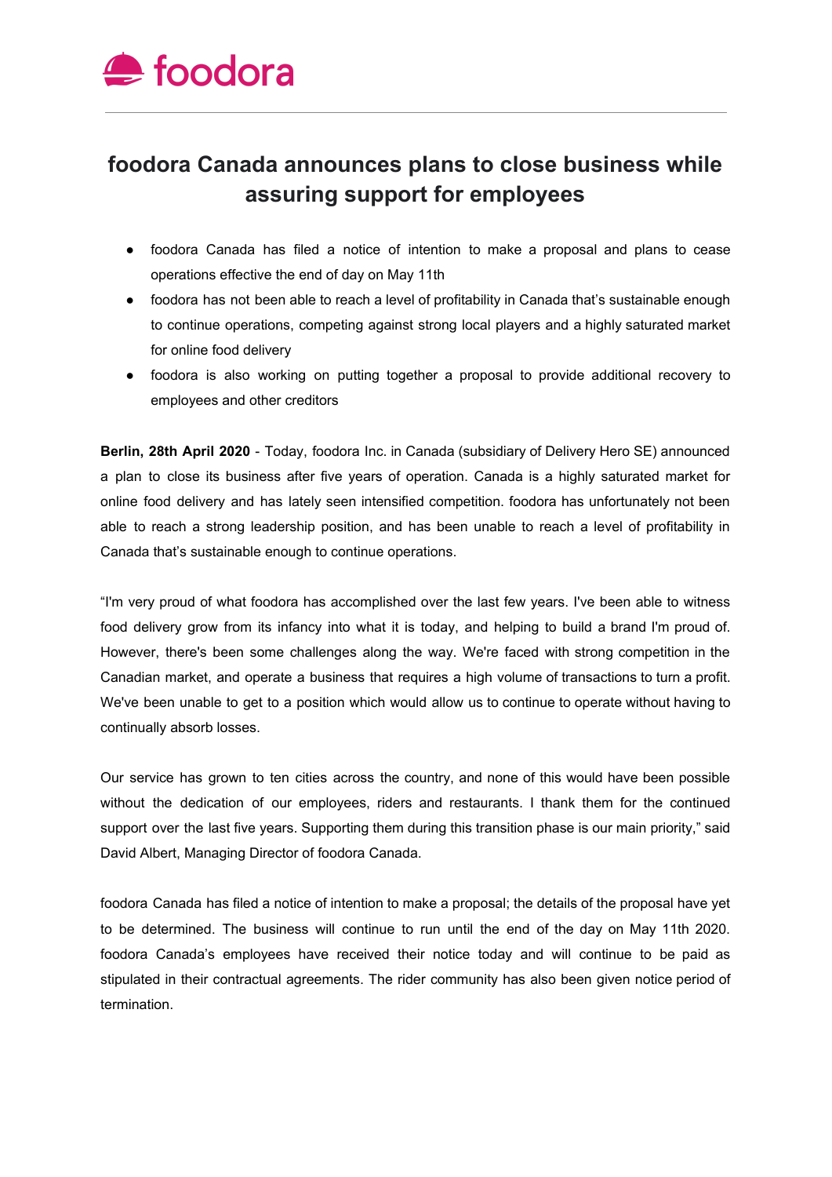foodora

# foodora Canada announces plans to close business while assuring support for employees

- foodora Canada has filed a notice of intention to make a proposal and plans to cease operations effective the end of day on May 11th
- foodora has not been able to reach a level of profitability in Canada that's sustainable enough to continue operations, competing against strong local players and a highly saturated market for online food delivery
- foodora is also working on putting together a proposal to provide additional recovery to employees and other creditors

**Berlin, 28th April 2020** - Today, foodora Inc. in Canada (subsidiary of Delivery Hero SE) announced a plan to close its business after five years of operation. Canada is a highly saturated market for online food delivery and has lately seen intensified competition. foodora has unfortunately not been able to reach a strong leadership position, and has been unable to reach a level of profitability in Canada that's sustainable enough to continue operations.

"I'm very proud of what foodora has accomplished over the last few years. I've been able to witness food delivery grow from its infancy into what it is today, and helping to build a brand I'm proud of. However, there's been some challenges along the way. We're faced with strong competition in the Canadian market, and operate a business that requires a high volume of transactions to turn a profit. We've been unable to get to a position which would allow us to continue to operate without having to continually absorb losses.

Our service has grown to ten cities across the country, and none of this would have been possible without the dedication of our employees, riders and restaurants. I thank them for the continued support over the last five years. Supporting them during this transition phase is our main priority," said David Albert, Managing Director of foodora Canada.

foodora Canada has filed a notice of intention to make a proposal; the details of the proposal have yet to be determined. The business will continue to run until the end of the day on May 11th 2020. foodora Canada's employees have received their notice today and will continue to be paid as stipulated in their contractual agreements. The rider community has also been given notice period of termination.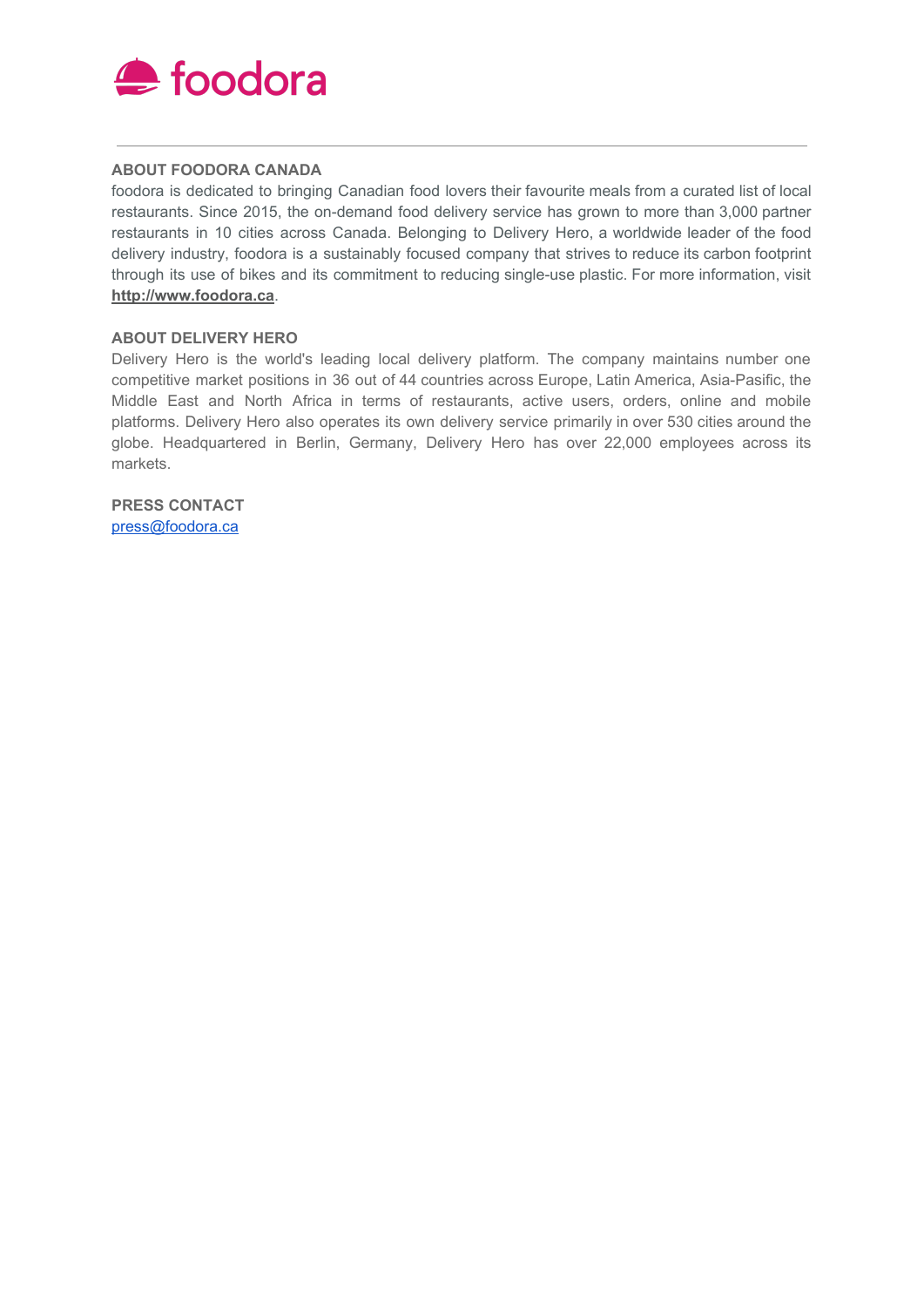## ABOUT FOODORA CANADA

foodora is dedicated to bringing Canadian food lovers their favourite meals from a curated list of local restaurants. Since 2015, the on-demand food delivery service has grown to more than 3,000 partner restaurants in 10 cities across Canada. Belonging to Delivery Hero, a worldwide leader of the food delivery industry, foodora is a sustainably focused company that strives to reduce its carbon footprint through its use of bikes and its commitment to reducing single-use plastic. For more information, visit **http://www.foodora.ca**.

## ABOUT DELIVERY HERO

Delivery Hero is the world's leading local delivery platform. The company maintains number one competitive market positions in 36 out of 44 countries across Europe, Latin America, Asia-Pasific, the Middle East and North Africa in terms of restaurants, active users, orders, online and mobile platforms. Delivery Hero also operates its own delivery service primarily in over 530 cities around the globe. Headquartered in Berlin, Germany, Delivery Hero has over 22,000 employees across its markets.

## PRESS CONTACT

press@foodora.ca